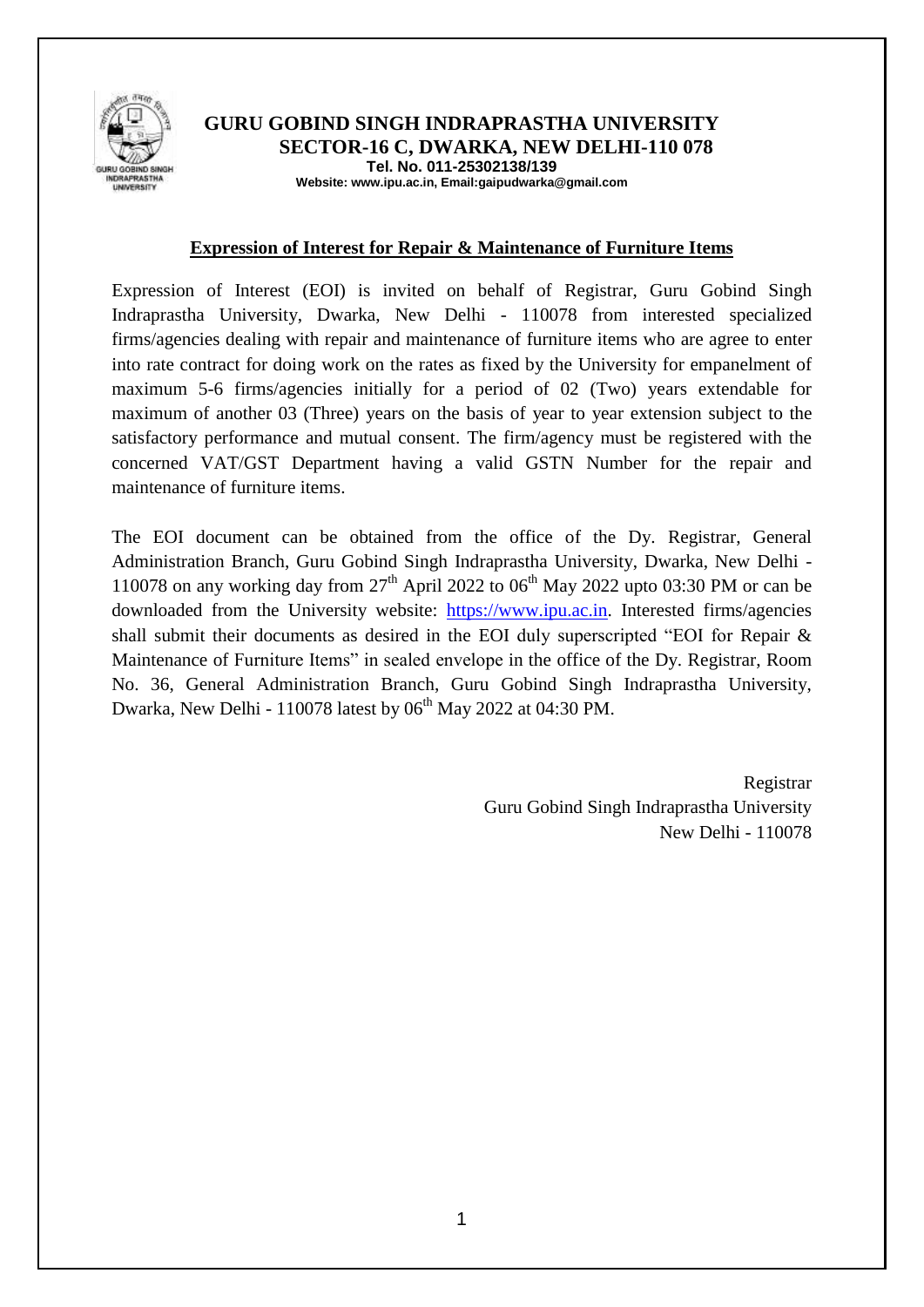# GURU GOBIND SINGH INDRAPRASTHA UNIVERSITY
## SECTOR-16 C, DWARKA, NEW DELHI-110 078

**Tel. No. 011-25302138/139**

**Website: www.ipu.ac.in, Email:gaipudwarka@gmail.com**

## Expression of Interest for Repair & Maintenance of Furniture Items

Expression of Interest (EOI) is invited on behalf of Registrar, Guru Gobind Singh Indraprastha University, Dwarka, New Delhi - 110078 from interested specialized firms/agencies dealing with repair and maintenance of furniture items who are agree to enter into rate contract for doing work on the rates as fixed by the University for empanelment of maximum 5-6 firms/agencies initially for a period of 02 (Two) years extendable for maximum of another 03 (Three) years on the basis of year to year extension subject to the satisfactory performance and mutual consent. The firm/agency must be registered with the concerned VAT/GST Department having a valid GSTN Number for the repair and maintenance of furniture items.

The EOI document can be obtained from the office of the Dy. Registrar, General Administration Branch, Guru Gobind Singh Indraprastha University, Dwarka, New Delhi - 110078 on any working day from 27th April 2022 to 06th May 2022 upto 03:30 PM or can be downloaded from the University website: https://www.ipu.ac.in. Interested firms/agencies shall submit their documents as desired in the EOI duly superscripted "EOI for Repair & Maintenance of Furniture Items" in sealed envelope in the office of the Dy. Registrar, Room No. 36, General Administration Branch, Guru Gobind Singh Indraprastha University, Dwarka, New Delhi - 110078 latest by 06th May 2022 at 04:30 PM.

Registrar
Guru Gobind Singh Indraprastha University
New Delhi - 110078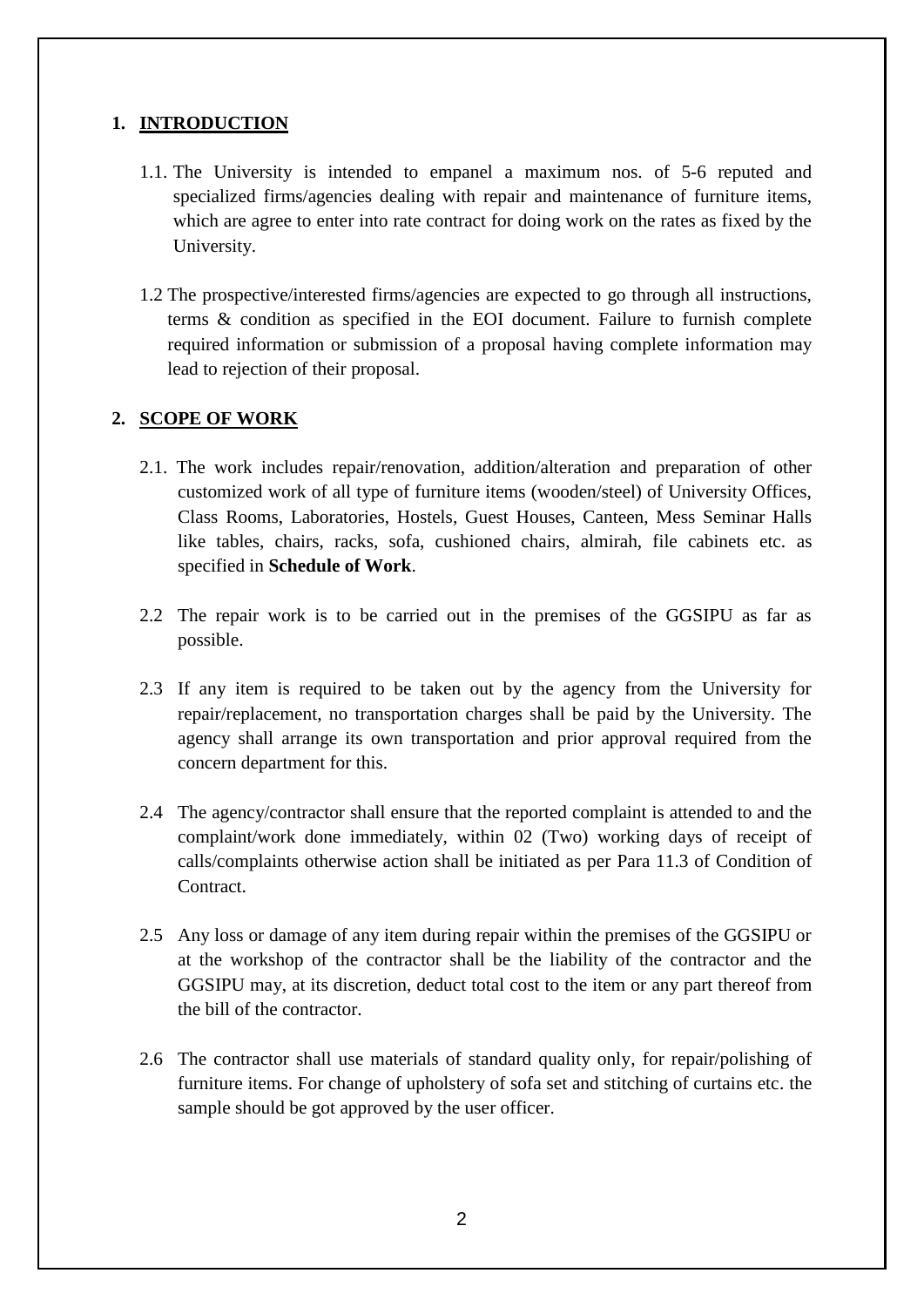## 1. INTRODUCTION

1.1. The University is intended to empanel a maximum nos. of 5-6 reputed and specialized firms/agencies dealing with repair and maintenance of furniture items, which are agree to enter into rate contract for doing work on the rates as fixed by the University.

1.2 The prospective/interested firms/agencies are expected to go through all instructions, terms & condition as specified in the EOI document. Failure to furnish complete required information or submission of a proposal having complete information may lead to rejection of their proposal.

## 2. SCOPE OF WORK

2.1. The work includes repair/renovation, addition/alteration and preparation of other customized work of all type of furniture items (wooden/steel) of University Offices, Class Rooms, Laboratories, Hostels, Guest Houses, Canteen, Mess Seminar Halls like tables, chairs, racks, sofa, cushioned chairs, almirah, file cabinets etc. as specified in **Schedule of Work**.

2.2 The repair work is to be carried out in the premises of the GGSIPU as far as possible.

2.3 If any item is required to be taken out by the agency from the University for repair/replacement, no transportation charges shall be paid by the University. The agency shall arrange its own transportation and prior approval required from the concern department for this.

2.4 The agency/contractor shall ensure that the reported complaint is attended to and the complaint/work done immediately, within 02 (Two) working days of receipt of calls/complaints otherwise action shall be initiated as per Para 11.3 of Condition of Contract.

2.5 Any loss or damage of any item during repair within the premises of the GGSIPU or at the workshop of the contractor shall be the liability of the contractor and the GGSIPU may, at its discretion, deduct total cost to the item or any part thereof from the bill of the contractor.

2.6 The contractor shall use materials of standard quality only, for repair/polishing of furniture items. For change of upholstery of sofa set and stitching of curtains etc. the sample should be got approved by the user officer.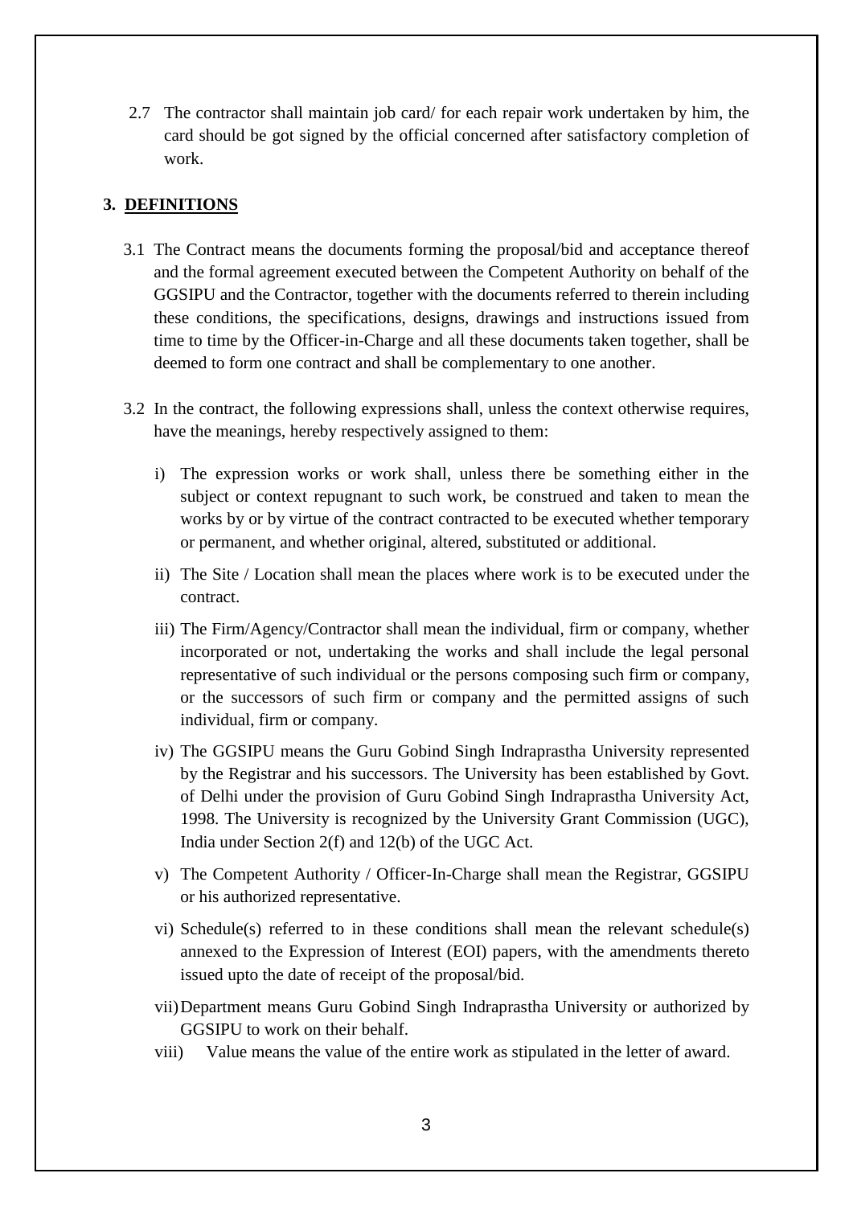2.7 The contractor shall maintain job card/ for each repair work undertaken by him, the card should be got signed by the official concerned after satisfactory completion of work.

## 3. DEFINITIONS

3.1 The Contract means the documents forming the proposal/bid and acceptance thereof and the formal agreement executed between the Competent Authority on behalf of the GGSIPU and the Contractor, together with the documents referred to therein including these conditions, the specifications, designs, drawings and instructions issued from time to time by the Officer-in-Charge and all these documents taken together, shall be deemed to form one contract and shall be complementary to one another.

3.2 In the contract, the following expressions shall, unless the context otherwise requires, have the meanings, hereby respectively assigned to them:

i) The expression works or work shall, unless there be something either in the subject or context repugnant to such work, be construed and taken to mean the works by or by virtue of the contract contracted to be executed whether temporary or permanent, and whether original, altered, substituted or additional.

ii) The Site / Location shall mean the places where work is to be executed under the contract.

iii) The Firm/Agency/Contractor shall mean the individual, firm or company, whether incorporated or not, undertaking the works and shall include the legal personal representative of such individual or the persons composing such firm or company, or the successors of such firm or company and the permitted assigns of such individual, firm or company.

iv) The GGSIPU means the Guru Gobind Singh Indraprastha University represented by the Registrar and his successors. The University has been established by Govt. of Delhi under the provision of Guru Gobind Singh Indraprastha University Act, 1998. The University is recognized by the University Grant Commission (UGC), India under Section 2(f) and 12(b) of the UGC Act.

v) The Competent Authority / Officer-In-Charge shall mean the Registrar, GGSIPU or his authorized representative.

vi) Schedule(s) referred to in these conditions shall mean the relevant schedule(s) annexed to the Expression of Interest (EOI) papers, with the amendments thereto issued upto the date of receipt of the proposal/bid.

vii) Department means Guru Gobind Singh Indraprastha University or authorized by GGSIPU to work on their behalf.

viii) Value means the value of the entire work as stipulated in the letter of award.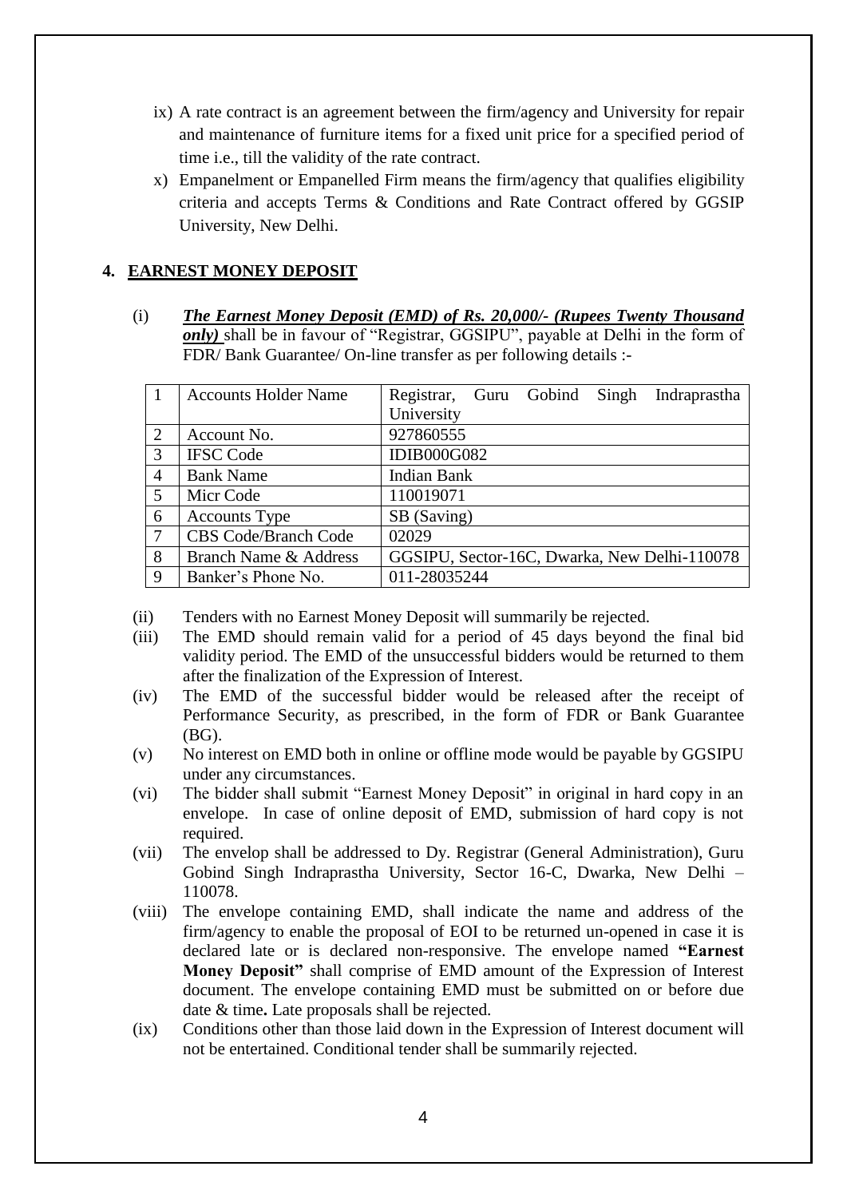ix) A rate contract is an agreement between the firm/agency and University for repair and maintenance of furniture items for a fixed unit price for a specified period of time i.e., till the validity of the rate contract.

x) Empanelment or Empanelled Firm means the firm/agency that qualifies eligibility criteria and accepts Terms & Conditions and Rate Contract offered by GGSIP University, New Delhi.

## 4. EARNEST MONEY DEPOSIT

(i) ***The Earnest Money Deposit (EMD) of Rs. 20,000/- (Rupees Twenty Thousand only)*** shall be in favour of "Registrar, GGSIPU", payable at Delhi in the form of FDR/ Bank Guarantee/ On-line transfer as per following details :-

| | | |
|---|---|---|
| 1 | Accounts Holder Name | Registrar, Guru Gobind Singh Indraprastha University |
| 2 | Account No. | 927860555 |
| 3 | IFSC Code | IDIB000G082 |
| 4 | Bank Name | Indian Bank |
| 5 | Micr Code | 110019071 |
| 6 | Accounts Type | SB (Saving) |
| 7 | CBS Code/Branch Code | 02029 |
| 8 | Branch Name & Address | GGSIPU, Sector-16C, Dwarka, New Delhi-110078 |
| 9 | Banker's Phone No. | 011-28035244 |

(ii) Tenders with no Earnest Money Deposit will summarily be rejected.

(iii) The EMD should remain valid for a period of 45 days beyond the final bid validity period. The EMD of the unsuccessful bidders would be returned to them after the finalization of the Expression of Interest.

(iv) The EMD of the successful bidder would be released after the receipt of Performance Security, as prescribed, in the form of FDR or Bank Guarantee (BG).

(v) No interest on EMD both in online or offline mode would be payable by GGSIPU under any circumstances.

(vi) The bidder shall submit "Earnest Money Deposit" in original in hard copy in an envelope. In case of online deposit of EMD, submission of hard copy is not required.

(vii) The envelop shall be addressed to Dy. Registrar (General Administration), Guru Gobind Singh Indraprastha University, Sector 16-C, Dwarka, New Delhi – 110078.

(viii) The envelope containing EMD, shall indicate the name and address of the firm/agency to enable the proposal of EOI to be returned un-opened in case it is declared late or is declared non-responsive. The envelope named **"Earnest Money Deposit"** shall comprise of EMD amount of the Expression of Interest document. The envelope containing EMD must be submitted on or before due date & time**.** Late proposals shall be rejected.

(ix) Conditions other than those laid down in the Expression of Interest document will not be entertained. Conditional tender shall be summarily rejected.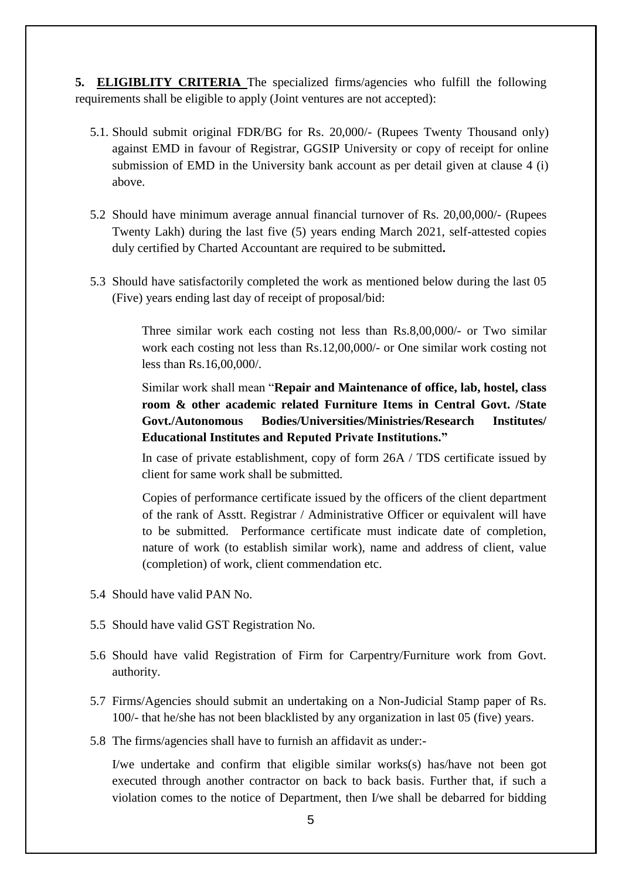**5. <u>ELIGIBLITY CRITERIA</u>** The specialized firms/agencies who fulfill the following requirements shall be eligible to apply (Joint ventures are not accepted):

5.1. Should submit original FDR/BG for Rs. 20,000/- (Rupees Twenty Thousand only) against EMD in favour of Registrar, GGSIP University or copy of receipt for online submission of EMD in the University bank account as per detail given at clause 4 (i) above.

5.2 Should have minimum average annual financial turnover of Rs. 20,00,000/- (Rupees Twenty Lakh) during the last five (5) years ending March 2021, self-attested copies duly certified by Charted Accountant are required to be submitted**.**

5.3 Should have satisfactorily completed the work as mentioned below during the last 05 (Five) years ending last day of receipt of proposal/bid:

Three similar work each costing not less than Rs.8,00,000/- or Two similar work each costing not less than Rs.12,00,000/- or One similar work costing not less than Rs.16,00,000/.

Similar work shall mean "**Repair and Maintenance of office, lab, hostel, class room & other academic related Furniture Items in Central Govt. /State Govt./Autonomous Bodies/Universities/Ministries/Research Institutes/ Educational Institutes and Reputed Private Institutions."**

In case of private establishment, copy of form 26A / TDS certificate issued by client for same work shall be submitted.

Copies of performance certificate issued by the officers of the client department of the rank of Asstt. Registrar / Administrative Officer or equivalent will have to be submitted. Performance certificate must indicate date of completion, nature of work (to establish similar work), name and address of client, value (completion) of work, client commendation etc.

5.4 Should have valid PAN No.

5.5 Should have valid GST Registration No.

5.6 Should have valid Registration of Firm for Carpentry/Furniture work from Govt. authority.

5.7 Firms/Agencies should submit an undertaking on a Non-Judicial Stamp paper of Rs. 100/- that he/she has not been blacklisted by any organization in last 05 (five) years.

5.8 The firms/agencies shall have to furnish an affidavit as under:-

I/we undertake and confirm that eligible similar works(s) has/have not been got executed through another contractor on back to back basis. Further that, if such a violation comes to the notice of Department, then I/we shall be debarred for bidding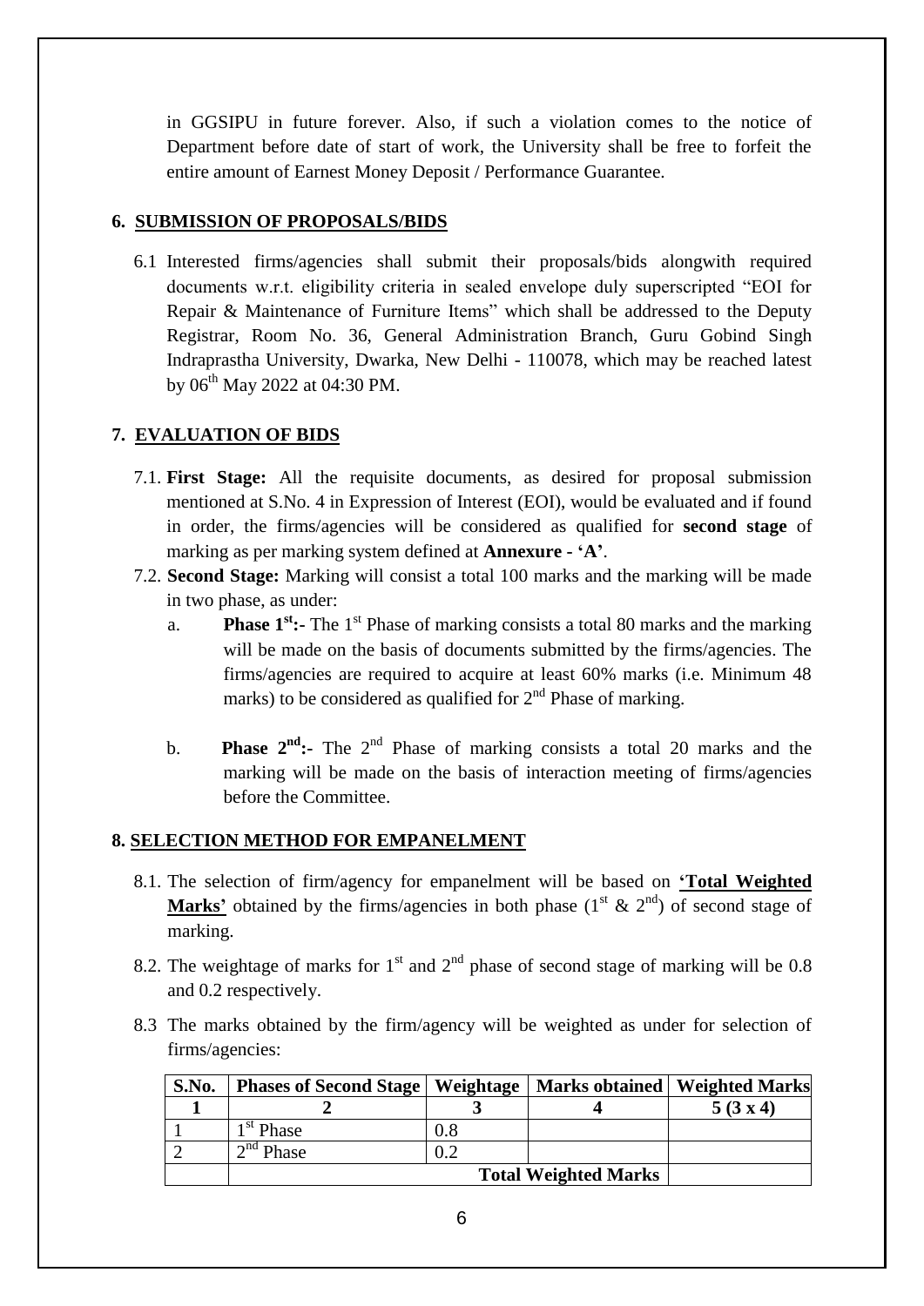in GGSIPU in future forever. Also, if such a violation comes to the notice of Department before date of start of work, the University shall be free to forfeit the entire amount of Earnest Money Deposit / Performance Guarantee.

## 6. SUBMISSION OF PROPOSALS/BIDS

6.1 Interested firms/agencies shall submit their proposals/bids alongwith required documents w.r.t. eligibility criteria in sealed envelope duly superscripted "EOI for Repair & Maintenance of Furniture Items" which shall be addressed to the Deputy Registrar, Room No. 36, General Administration Branch, Guru Gobind Singh Indraprastha University, Dwarka, New Delhi - 110078, which may be reached latest by 06th May 2022 at 04:30 PM.

## 7. EVALUATION OF BIDS

7.1. **First Stage:** All the requisite documents, as desired for proposal submission mentioned at S.No. 4 in Expression of Interest (EOI), would be evaluated and if found in order, the firms/agencies will be considered as qualified for **second stage** of marking as per marking system defined at **Annexure - 'A'**.

7.2. **Second Stage:** Marking will consist a total 100 marks and the marking will be made in two phase, as under:

a. **Phase 1st:-** The 1st Phase of marking consists a total 80 marks and the marking will be made on the basis of documents submitted by the firms/agencies. The firms/agencies are required to acquire at least 60% marks (i.e. Minimum 48 marks) to be considered as qualified for 2nd Phase of marking.

b. **Phase 2nd:-** The 2nd Phase of marking consists a total 20 marks and the marking will be made on the basis of interaction meeting of firms/agencies before the Committee.

## 8. SELECTION METHOD FOR EMPANELMENT

8.1. The selection of firm/agency for empanelment will be based on **'Total Weighted Marks'** obtained by the firms/agencies in both phase (1st & 2nd) of second stage of marking.

8.2. The weightage of marks for 1st and 2nd phase of second stage of marking will be 0.8 and 0.2 respectively.

8.3 The marks obtained by the firm/agency will be weighted as under for selection of firms/agencies:

| S.No. | Phases of Second Stage | Weightage | Marks obtained | Weighted Marks |
|---|---|---|---|---|
| **1** | **2** | **3** | **4** | **5 (3 x 4)** |
| 1 | 1st Phase | 0.8 | | |
| 2 | 2nd Phase | 0.2 | | |
| | | | **Total Weighted Marks** | |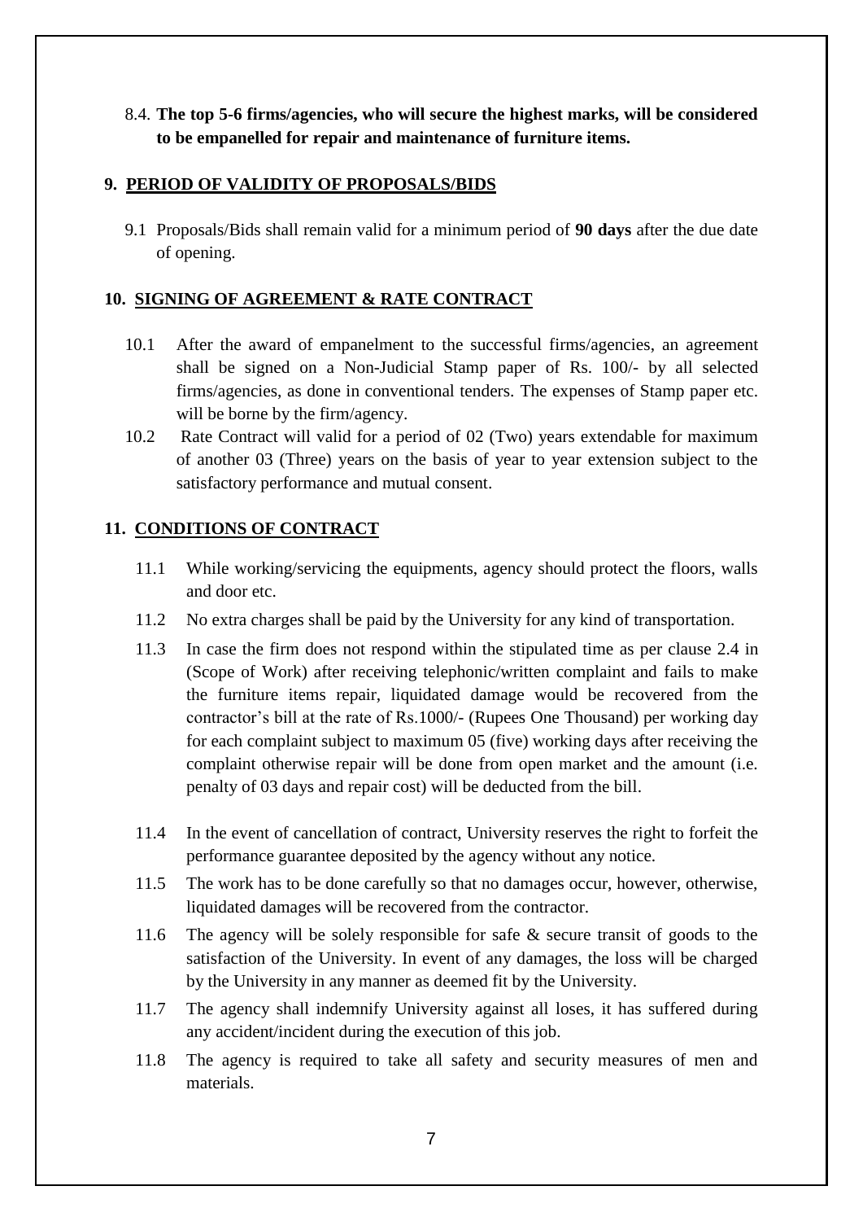8.4. **The top 5-6 firms/agencies, who will secure the highest marks, will be considered to be empanelled for repair and maintenance of furniture items.**

## 9. PERIOD OF VALIDITY OF PROPOSALS/BIDS

9.1 Proposals/Bids shall remain valid for a minimum period of **90 days** after the due date of opening.

## 10. SIGNING OF AGREEMENT & RATE CONTRACT

10.1 After the award of empanelment to the successful firms/agencies, an agreement shall be signed on a Non-Judicial Stamp paper of Rs. 100/- by all selected firms/agencies, as done in conventional tenders. The expenses of Stamp paper etc. will be borne by the firm/agency.

10.2 Rate Contract will valid for a period of 02 (Two) years extendable for maximum of another 03 (Three) years on the basis of year to year extension subject to the satisfactory performance and mutual consent.

## 11. CONDITIONS OF CONTRACT

11.1 While working/servicing the equipments, agency should protect the floors, walls and door etc.

11.2 No extra charges shall be paid by the University for any kind of transportation.

11.3 In case the firm does not respond within the stipulated time as per clause 2.4 in (Scope of Work) after receiving telephonic/written complaint and fails to make the furniture items repair, liquidated damage would be recovered from the contractor's bill at the rate of Rs.1000/- (Rupees One Thousand) per working day for each complaint subject to maximum 05 (five) working days after receiving the complaint otherwise repair will be done from open market and the amount (i.e. penalty of 03 days and repair cost) will be deducted from the bill.

11.4 In the event of cancellation of contract, University reserves the right to forfeit the performance guarantee deposited by the agency without any notice.

11.5 The work has to be done carefully so that no damages occur, however, otherwise, liquidated damages will be recovered from the contractor.

11.6 The agency will be solely responsible for safe & secure transit of goods to the satisfaction of the University. In event of any damages, the loss will be charged by the University in any manner as deemed fit by the University.

11.7 The agency shall indemnify University against all loses, it has suffered during any accident/incident during the execution of this job.

11.8 The agency is required to take all safety and security measures of men and materials.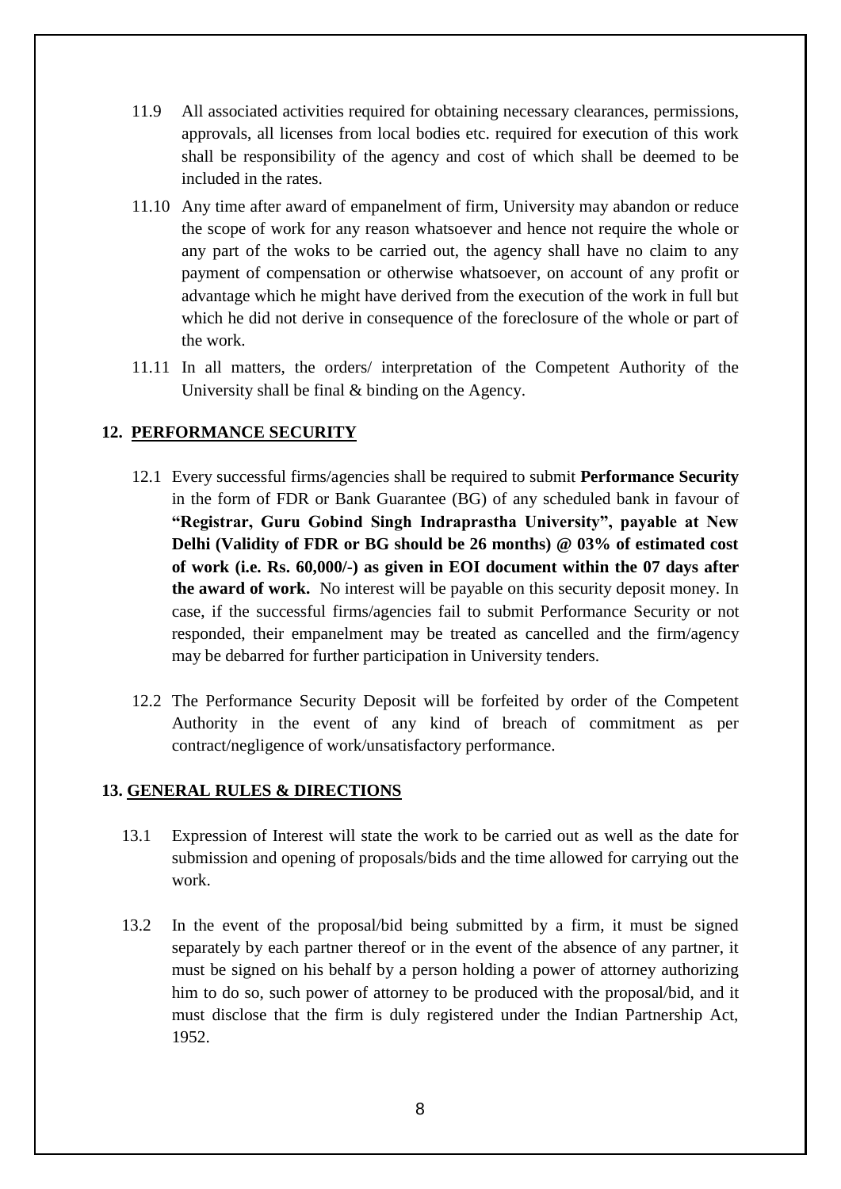11.9 All associated activities required for obtaining necessary clearances, permissions, approvals, all licenses from local bodies etc. required for execution of this work shall be responsibility of the agency and cost of which shall be deemed to be included in the rates.

11.10 Any time after award of empanelment of firm, University may abandon or reduce the scope of work for any reason whatsoever and hence not require the whole or any part of the woks to be carried out, the agency shall have no claim to any payment of compensation or otherwise whatsoever, on account of any profit or advantage which he might have derived from the execution of the work in full but which he did not derive in consequence of the foreclosure of the whole or part of the work.

11.11 In all matters, the orders/ interpretation of the Competent Authority of the University shall be final & binding on the Agency.

## 12. PERFORMANCE SECURITY

12.1 Every successful firms/agencies shall be required to submit **Performance Security** in the form of FDR or Bank Guarantee (BG) of any scheduled bank in favour of **"Registrar, Guru Gobind Singh Indraprastha University", payable at New Delhi (Validity of FDR or BG should be 26 months) @ 03% of estimated cost of work (i.e. Rs. 60,000/-) as given in EOI document within the 07 days after the award of work.** No interest will be payable on this security deposit money. In case, if the successful firms/agencies fail to submit Performance Security or not responded, their empanelment may be treated as cancelled and the firm/agency may be debarred for further participation in University tenders.

12.2 The Performance Security Deposit will be forfeited by order of the Competent Authority in the event of any kind of breach of commitment as per contract/negligence of work/unsatisfactory performance.

## 13. GENERAL RULES & DIRECTIONS

13.1 Expression of Interest will state the work to be carried out as well as the date for submission and opening of proposals/bids and the time allowed for carrying out the work.

13.2 In the event of the proposal/bid being submitted by a firm, it must be signed separately by each partner thereof or in the event of the absence of any partner, it must be signed on his behalf by a person holding a power of attorney authorizing him to do so, such power of attorney to be produced with the proposal/bid, and it must disclose that the firm is duly registered under the Indian Partnership Act, 1952.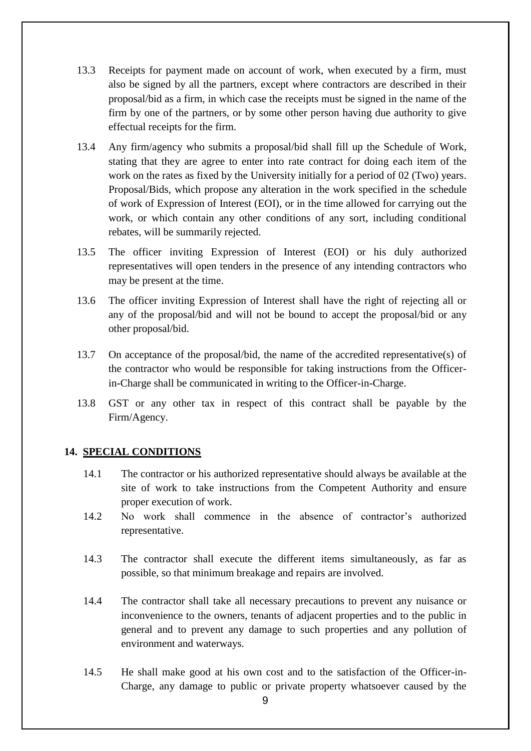13.3 Receipts for payment made on account of work, when executed by a firm, must also be signed by all the partners, except where contractors are described in their proposal/bid as a firm, in which case the receipts must be signed in the name of the firm by one of the partners, or by some other person having due authority to give effectual receipts for the firm.

13.4 Any firm/agency who submits a proposal/bid shall fill up the Schedule of Work, stating that they are agree to enter into rate contract for doing each item of the work on the rates as fixed by the University initially for a period of 02 (Two) years. Proposal/Bids, which propose any alteration in the work specified in the schedule of work of Expression of Interest (EOI), or in the time allowed for carrying out the work, or which contain any other conditions of any sort, including conditional rebates, will be summarily rejected.

13.5 The officer inviting Expression of Interest (EOI) or his duly authorized representatives will open tenders in the presence of any intending contractors who may be present at the time.

13.6 The officer inviting Expression of Interest shall have the right of rejecting all or any of the proposal/bid and will not be bound to accept the proposal/bid or any other proposal/bid.

13.7 On acceptance of the proposal/bid, the name of the accredited representative(s) of the contractor who would be responsible for taking instructions from the Officer-in-Charge shall be communicated in writing to the Officer-in-Charge.

13.8 GST or any other tax in respect of this contract shall be payable by the Firm/Agency.

## 14. SPECIAL CONDITIONS

14.1 The contractor or his authorized representative should always be available at the site of work to take instructions from the Competent Authority and ensure proper execution of work.

14.2 No work shall commence in the absence of contractor's authorized representative.

14.3 The contractor shall execute the different items simultaneously, as far as possible, so that minimum breakage and repairs are involved.

14.4 The contractor shall take all necessary precautions to prevent any nuisance or inconvenience to the owners, tenants of adjacent properties and to the public in general and to prevent any damage to such properties and any pollution of environment and waterways.

14.5 He shall make good at his own cost and to the satisfaction of the Officer-in-Charge, any damage to public or private property whatsoever caused by the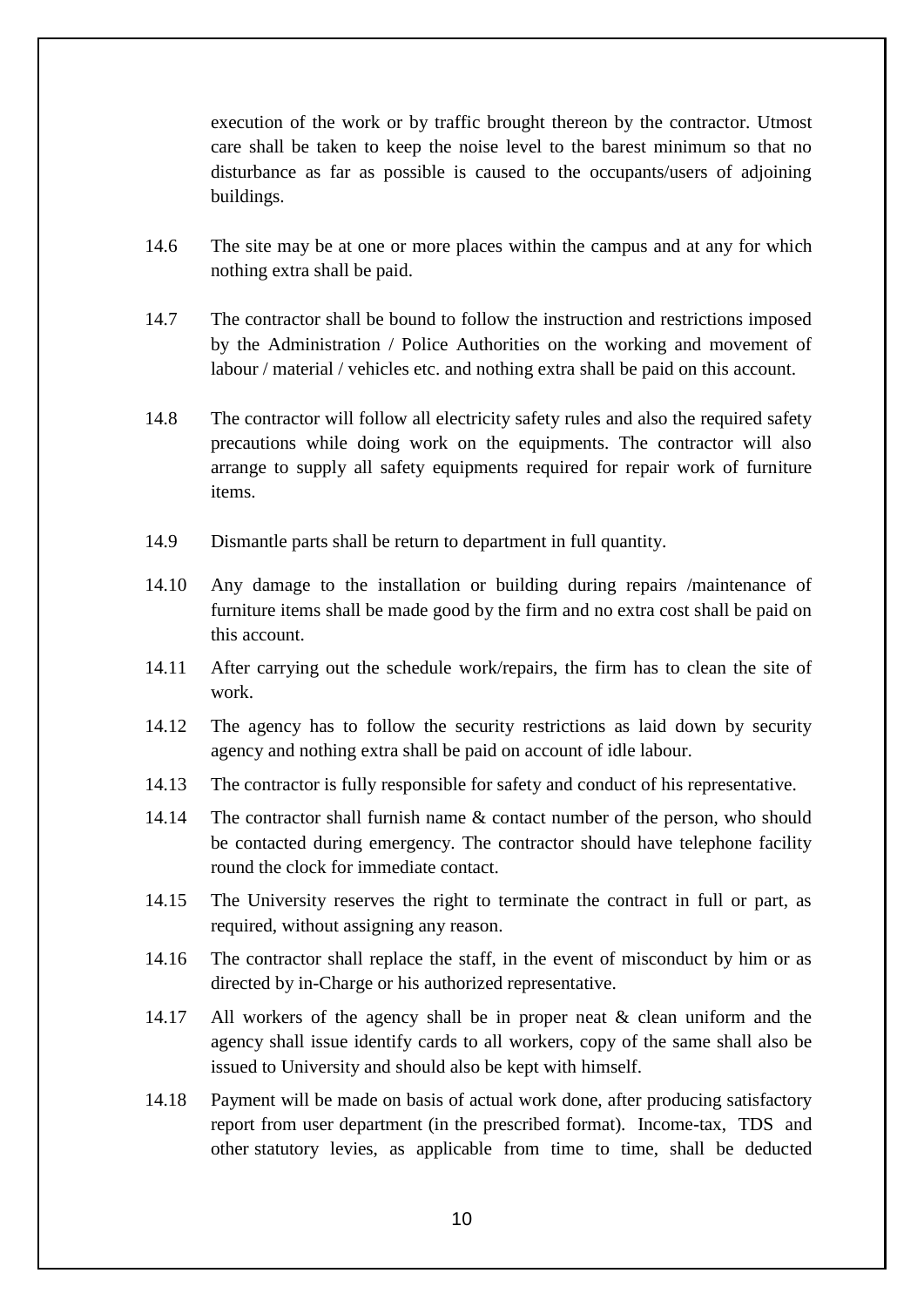execution of the work or by traffic brought thereon by the contractor. Utmost care shall be taken to keep the noise level to the barest minimum so that no disturbance as far as possible is caused to the occupants/users of adjoining buildings.

14.6 The site may be at one or more places within the campus and at any for which nothing extra shall be paid.

14.7 The contractor shall be bound to follow the instruction and restrictions imposed by the Administration / Police Authorities on the working and movement of labour / material / vehicles etc. and nothing extra shall be paid on this account.

14.8 The contractor will follow all electricity safety rules and also the required safety precautions while doing work on the equipments. The contractor will also arrange to supply all safety equipments required for repair work of furniture items.

14.9 Dismantle parts shall be return to department in full quantity.

14.10 Any damage to the installation or building during repairs /maintenance of furniture items shall be made good by the firm and no extra cost shall be paid on this account.

14.11 After carrying out the schedule work/repairs, the firm has to clean the site of work.

14.12 The agency has to follow the security restrictions as laid down by security agency and nothing extra shall be paid on account of idle labour.

14.13 The contractor is fully responsible for safety and conduct of his representative.

14.14 The contractor shall furnish name & contact number of the person, who should be contacted during emergency. The contractor should have telephone facility round the clock for immediate contact.

14.15 The University reserves the right to terminate the contract in full or part, as required, without assigning any reason.

14.16 The contractor shall replace the staff, in the event of misconduct by him or as directed by in-Charge or his authorized representative.

14.17 All workers of the agency shall be in proper neat & clean uniform and the agency shall issue identify cards to all workers, copy of the same shall also be issued to University and should also be kept with himself.

14.18 Payment will be made on basis of actual work done, after producing satisfactory report from user department (in the prescribed format). Income-tax, TDS and other statutory levies, as applicable from time to time, shall be deducted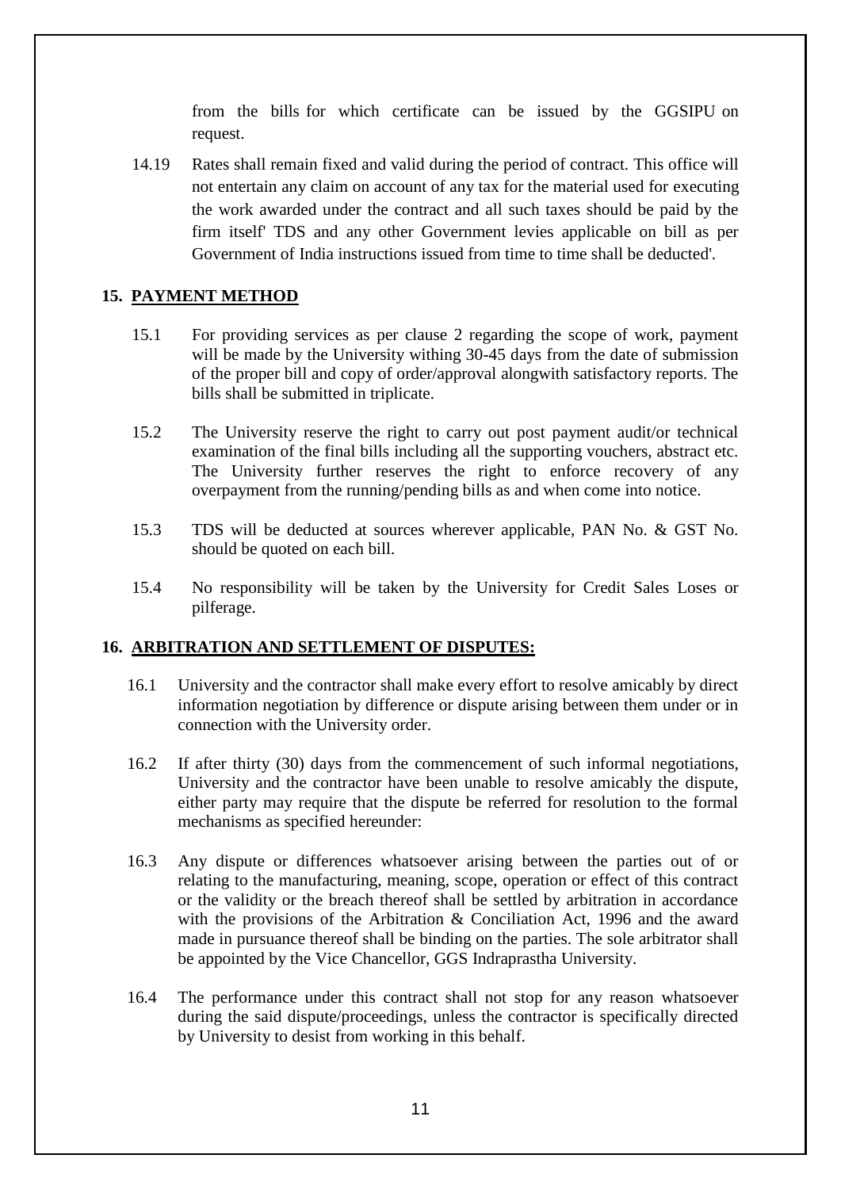from the bills for which certificate can be issued by the GGSIPU on request.

14.19 Rates shall remain fixed and valid during the period of contract. This office will not entertain any claim on account of any tax for the material used for executing the work awarded under the contract and all such taxes should be paid by the firm itself' TDS and any other Government levies applicable on bill as per Government of India instructions issued from time to time shall be deducted'.

## 15. PAYMENT METHOD

15.1 For providing services as per clause 2 regarding the scope of work, payment will be made by the University withing 30-45 days from the date of submission of the proper bill and copy of order/approval alongwith satisfactory reports. The bills shall be submitted in triplicate.

15.2 The University reserve the right to carry out post payment audit/or technical examination of the final bills including all the supporting vouchers, abstract etc. The University further reserves the right to enforce recovery of any overpayment from the running/pending bills as and when come into notice.

15.3 TDS will be deducted at sources wherever applicable, PAN No. & GST No. should be quoted on each bill.

15.4 No responsibility will be taken by the University for Credit Sales Loses or pilferage.

## 16. ARBITRATION AND SETTLEMENT OF DISPUTES:

16.1 University and the contractor shall make every effort to resolve amicably by direct information negotiation by difference or dispute arising between them under or in connection with the University order.

16.2 If after thirty (30) days from the commencement of such informal negotiations, University and the contractor have been unable to resolve amicably the dispute, either party may require that the dispute be referred for resolution to the formal mechanisms as specified hereunder:

16.3 Any dispute or differences whatsoever arising between the parties out of or relating to the manufacturing, meaning, scope, operation or effect of this contract or the validity or the breach thereof shall be settled by arbitration in accordance with the provisions of the Arbitration & Conciliation Act, 1996 and the award made in pursuance thereof shall be binding on the parties. The sole arbitrator shall be appointed by the Vice Chancellor, GGS Indraprastha University.

16.4 The performance under this contract shall not stop for any reason whatsoever during the said dispute/proceedings, unless the contractor is specifically directed by University to desist from working in this behalf.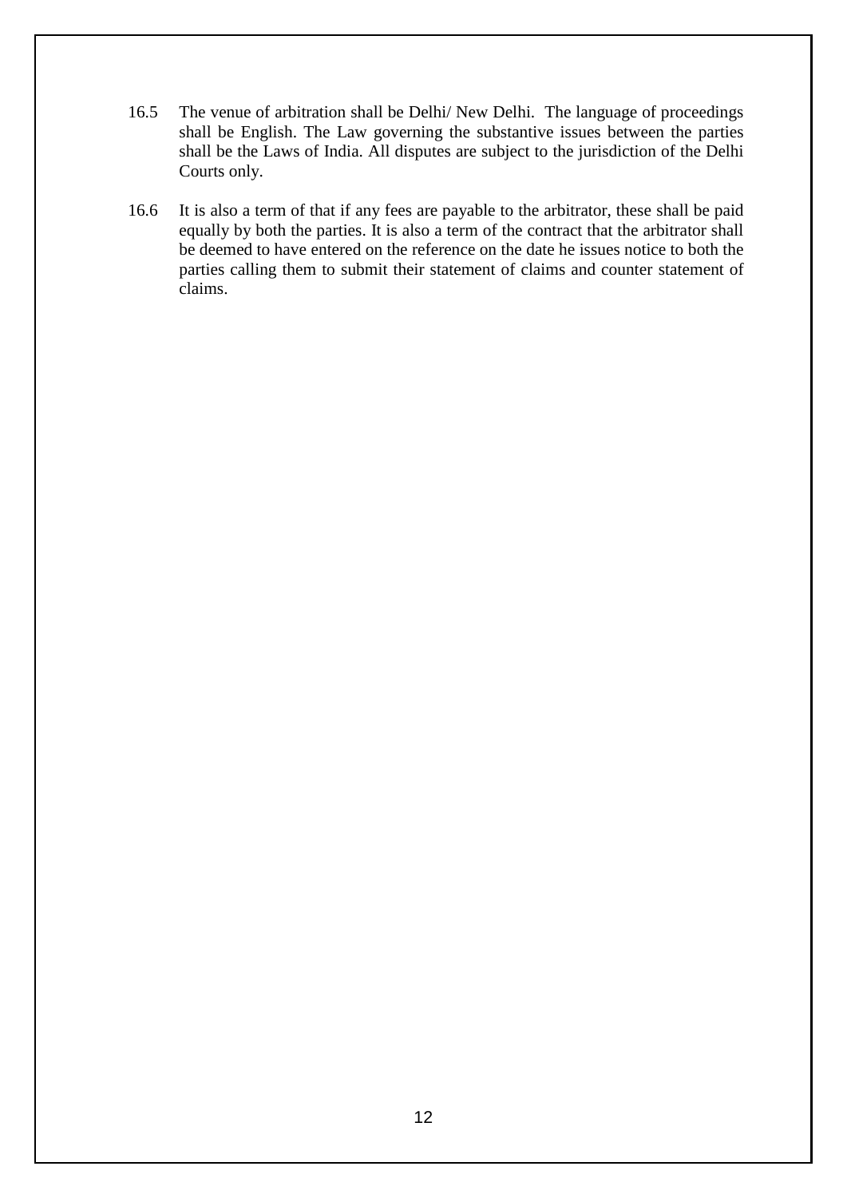16.5 The venue of arbitration shall be Delhi/ New Delhi. The language of proceedings shall be English. The Law governing the substantive issues between the parties shall be the Laws of India. All disputes are subject to the jurisdiction of the Delhi Courts only.

16.6 It is also a term of that if any fees are payable to the arbitrator, these shall be paid equally by both the parties. It is also a term of the contract that the arbitrator shall be deemed to have entered on the reference on the date he issues notice to both the parties calling them to submit their statement of claims and counter statement of claims.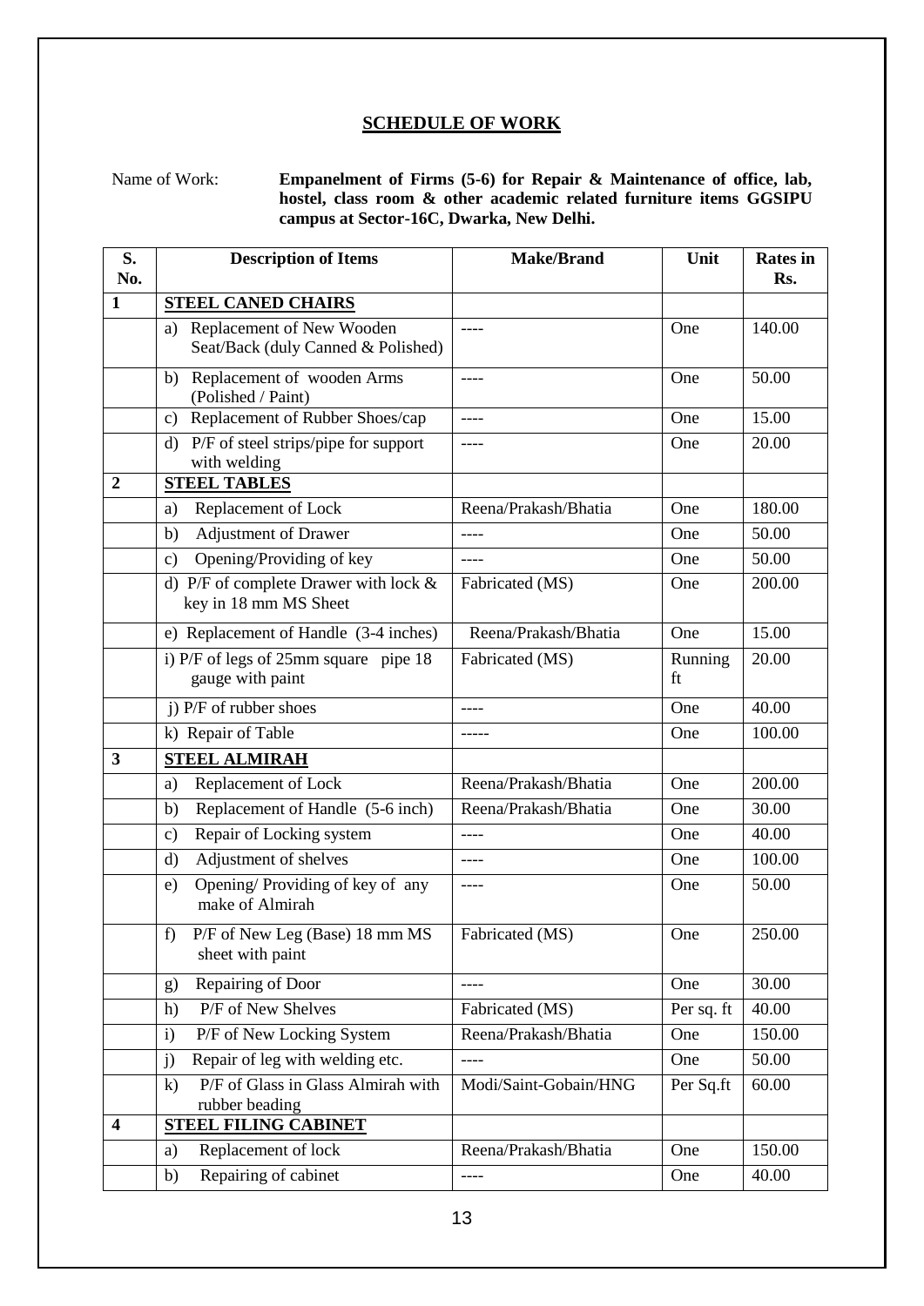## SCHEDULE OF WORK

Name of Work: **Empanelment of Firms (5-6) for Repair & Maintenance of office, lab, hostel, class room & other academic related furniture items GGSIPU campus at Sector-16C, Dwarka, New Delhi.**

| S. No. | Description of Items | Make/Brand | Unit | Rates in Rs. |
|---|---|---|---|---|
| **1** | **STEEL CANED CHAIRS** | | | |
| | a) Replacement of New Wooden Seat/Back (duly Canned & Polished) | ---- | One | 140.00 |
| | b) Replacement of wooden Arms (Polished / Paint) | ---- | One | 50.00 |
| | c) Replacement of Rubber Shoes/cap | ---- | One | 15.00 |
| | d) P/F of steel strips/pipe for support with welding | ---- | One | 20.00 |
| **2** | **STEEL TABLES** | | | |
| | a) Replacement of Lock | Reena/Prakash/Bhatia | One | 180.00 |
| | b) Adjustment of Drawer | ---- | One | 50.00 |
| | c) Opening/Providing of key | ---- | One | 50.00 |
| | d) P/F of complete Drawer with lock & key in 18 mm MS Sheet | Fabricated (MS) | One | 200.00 |
| | e) Replacement of Handle (3-4 inches) | Reena/Prakash/Bhatia | One | 15.00 |
| | i) P/F of legs of 25mm square pipe 18 gauge with paint | Fabricated (MS) | Running ft | 20.00 |
| | j) P/F of rubber shoes | ---- | One | 40.00 |
| | k) Repair of Table | ----- | One | 100.00 |
| **3** | **STEEL ALMIRAH** | | | |
| | a) Replacement of Lock | Reena/Prakash/Bhatia | One | 200.00 |
| | b) Replacement of Handle (5-6 inch) | Reena/Prakash/Bhatia | One | 30.00 |
| | c) Repair of Locking system | ---- | One | 40.00 |
| | d) Adjustment of shelves | ---- | One | 100.00 |
| | e) Opening/ Providing of key of any make of Almirah | ---- | One | 50.00 |
| | f) P/F of New Leg (Base) 18 mm MS sheet with paint | Fabricated (MS) | One | 250.00 |
| | g) Repairing of Door | ---- | One | 30.00 |
| | h) P/F of New Shelves | Fabricated (MS) | Per sq. ft | 40.00 |
| | i) P/F of New Locking System | Reena/Prakash/Bhatia | One | 150.00 |
| | j) Repair of leg with welding etc. | ---- | One | 50.00 |
| | k) P/F of Glass in Glass Almirah with rubber beading | Modi/Saint-Gobain/HNG | Per Sq.ft | 60.00 |
| **4** | **STEEL FILING CABINET** | | | |
| | a) Replacement of lock | Reena/Prakash/Bhatia | One | 150.00 |
| | b) Repairing of cabinet | ---- | One | 40.00 |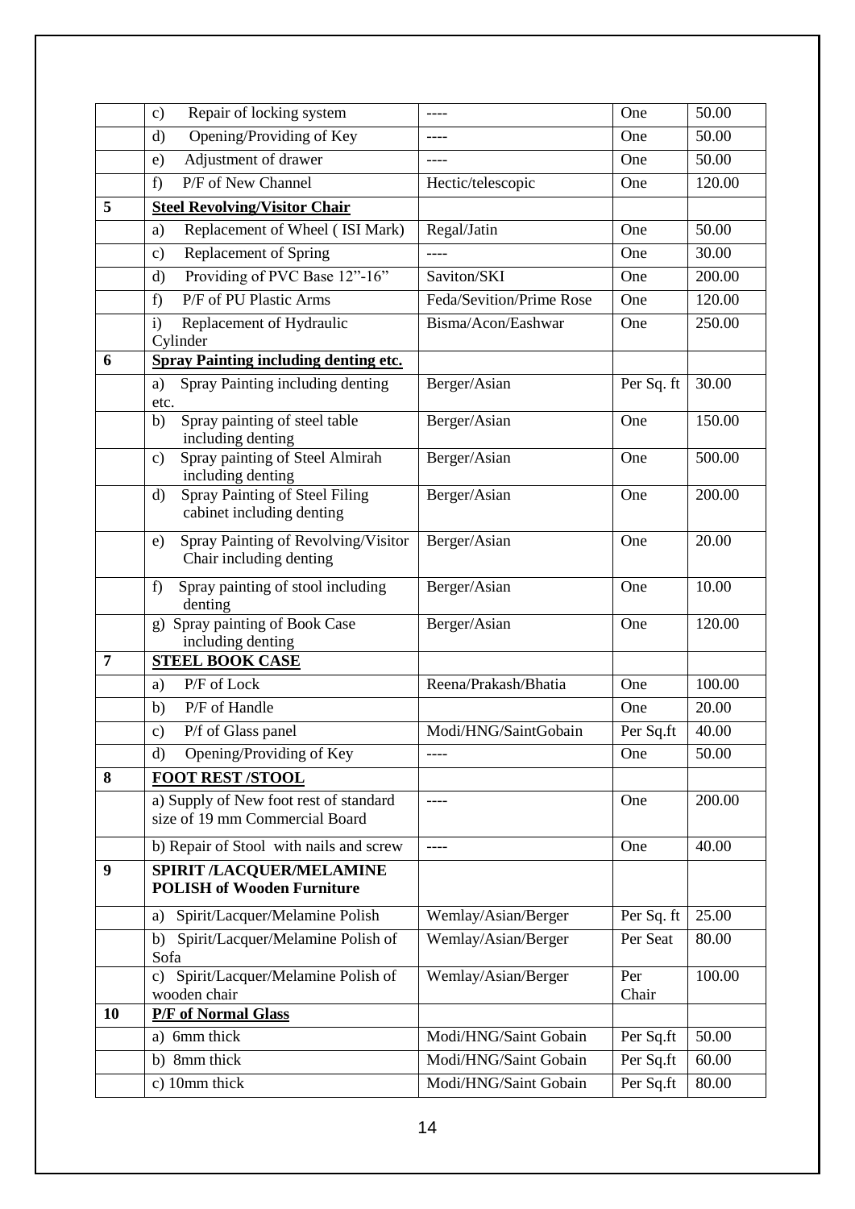|  |  |  |  |  |
|---|---|---|---|---|
|  | c) Repair of locking system | ---- | One | 50.00 |
|  | d) Opening/Providing of Key | ---- | One | 50.00 |
|  | e) Adjustment of drawer | ---- | One | 50.00 |
|  | f) P/F of New Channel | Hectic/telescopic | One | 120.00 |
| **5** | **Steel Revolving/Visitor Chair** |  |  |  |
|  | a) Replacement of Wheel ( ISI Mark) | Regal/Jatin | One | 50.00 |
|  | c) Replacement of Spring | ---- | One | 30.00 |
|  | d) Providing of PVC Base 12"-16" | Saviton/SKI | One | 200.00 |
|  | f) P/F of PU Plastic Arms | Feda/Sevition/Prime Rose | One | 120.00 |
|  | i) Replacement of Hydraulic Cylinder | Bisma/Acon/Eashwar | One | 250.00 |
| **6** | **Spray Painting including denting etc.** |  |  |  |
|  | a) Spray Painting including denting etc. | Berger/Asian | Per Sq. ft | 30.00 |
|  | b) Spray painting of steel table including denting | Berger/Asian | One | 150.00 |
|  | c) Spray painting of Steel Almirah including denting | Berger/Asian | One | 500.00 |
|  | d) Spray Painting of Steel Filing cabinet including denting | Berger/Asian | One | 200.00 |
|  | e) Spray Painting of Revolving/Visitor Chair including denting | Berger/Asian | One | 20.00 |
|  | f) Spray painting of stool including denting | Berger/Asian | One | 10.00 |
|  | g) Spray painting of Book Case including denting | Berger/Asian | One | 120.00 |
| **7** | **STEEL BOOK CASE** |  |  |  |
|  | a) P/F of Lock | Reena/Prakash/Bhatia | One | 100.00 |
|  | b) P/F of Handle |  | One | 20.00 |
|  | c) P/f of Glass panel | Modi/HNG/SaintGobain | Per Sq.ft | 40.00 |
|  | d) Opening/Providing of Key | ---- | One | 50.00 |
| **8** | **FOOT REST /STOOL** |  |  |  |
|  | a) Supply of New foot rest of standard size of 19 mm Commercial Board | ---- | One | 200.00 |
|  | b) Repair of Stool with nails and screw | ---- | One | 40.00 |
| **9** | **SPIRIT /LACQUER/MELAMINE POLISH of Wooden Furniture** |  |  |  |
|  | a) Spirit/Lacquer/Melamine Polish | Wemlay/Asian/Berger | Per Sq. ft | 25.00 |
|  | b) Spirit/Lacquer/Melamine Polish of Sofa | Wemlay/Asian/Berger | Per Seat | 80.00 |
|  | c) Spirit/Lacquer/Melamine Polish of wooden chair | Wemlay/Asian/Berger | Per Chair | 100.00 |
| **10** | **P/F of Normal Glass** |  |  |  |
|  | a) 6mm thick | Modi/HNG/Saint Gobain | Per Sq.ft | 50.00 |
|  | b) 8mm thick | Modi/HNG/Saint Gobain | Per Sq.ft | 60.00 |
|  | c) 10mm thick | Modi/HNG/Saint Gobain | Per Sq.ft | 80.00 |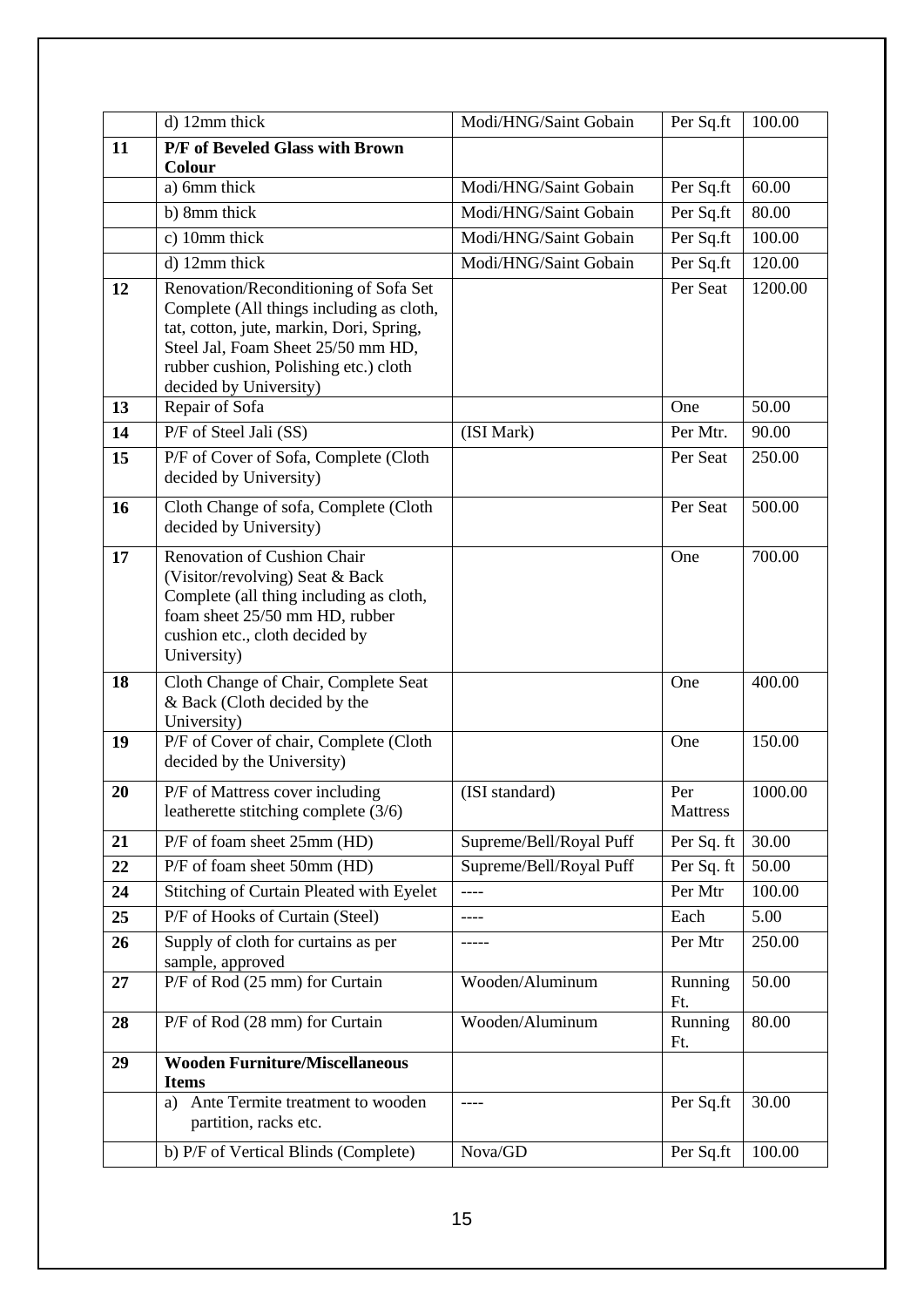| | | | | |
|---|---|---|---|---|
| | d) 12mm thick | Modi/HNG/Saint Gobain | Per Sq.ft | 100.00 |
| **11** | **P/F of Beveled Glass with Brown Colour** | | | |
| | a) 6mm thick | Modi/HNG/Saint Gobain | Per Sq.ft | 60.00 |
| | b) 8mm thick | Modi/HNG/Saint Gobain | Per Sq.ft | 80.00 |
| | c) 10mm thick | Modi/HNG/Saint Gobain | Per Sq.ft | 100.00 |
| | d) 12mm thick | Modi/HNG/Saint Gobain | Per Sq.ft | 120.00 |
| **12** | Renovation/Reconditioning of Sofa Set Complete (All things including as cloth, tat, cotton, jute, markin, Dori, Spring, Steel Jal, Foam Sheet 25/50 mm HD, rubber cushion, Polishing etc.) cloth decided by University) | | Per Seat | 1200.00 |
| **13** | Repair of Sofa | | One | 50.00 |
| **14** | P/F of Steel Jali (SS) | (ISI Mark) | Per Mtr. | 90.00 |
| **15** | P/F of Cover of Sofa, Complete (Cloth decided by University) | | Per Seat | 250.00 |
| **16** | Cloth Change of sofa, Complete (Cloth decided by University) | | Per Seat | 500.00 |
| **17** | Renovation of Cushion Chair (Visitor/revolving) Seat & Back Complete (all thing including as cloth, foam sheet 25/50 mm HD, rubber cushion etc., cloth decided by University) | | One | 700.00 |
| **18** | Cloth Change of Chair, Complete Seat & Back (Cloth decided by the University) | | One | 400.00 |
| **19** | P/F of Cover of chair, Complete (Cloth decided by the University) | | One | 150.00 |
| **20** | P/F of Mattress cover including leatherette stitching complete (3/6) | (ISI standard) | Per Mattress | 1000.00 |
| **21** | P/F of foam sheet 25mm (HD) | Supreme/Bell/Royal Puff | Per Sq. ft | 30.00 |
| **22** | P/F of foam sheet 50mm (HD) | Supreme/Bell/Royal Puff | Per Sq. ft | 50.00 |
| **24** | Stitching of Curtain Pleated with Eyelet | ---- | Per Mtr | 100.00 |
| **25** | P/F of Hooks of Curtain (Steel) | ---- | Each | 5.00 |
| **26** | Supply of cloth for curtains as per sample, approved | ----- | Per Mtr | 250.00 |
| **27** | P/F of Rod (25 mm) for Curtain | Wooden/Aluminum | Running Ft. | 50.00 |
| **28** | P/F of Rod (28 mm) for Curtain | Wooden/Aluminum | Running Ft. | 80.00 |
| **29** | **Wooden Furniture/Miscellaneous Items** | | | |
| | a) Ante Termite treatment to wooden partition, racks etc. | ---- | Per Sq.ft | 30.00 |
| | b) P/F of Vertical Blinds (Complete) | Nova/GD | Per Sq.ft | 100.00 |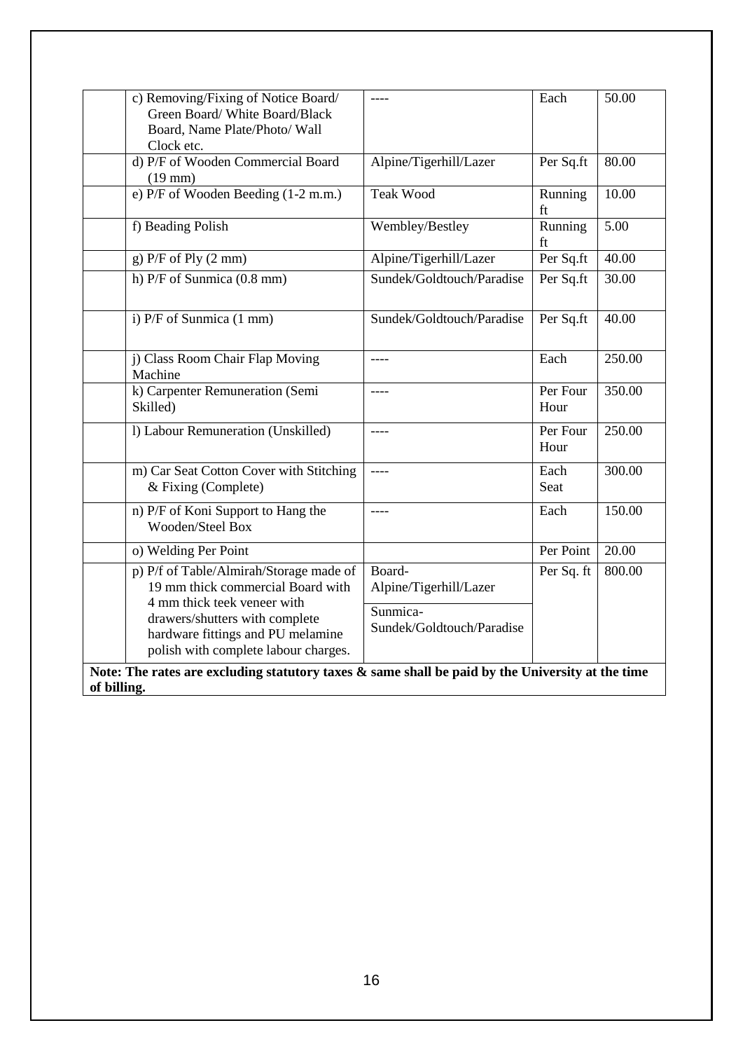|  | c) Removing/Fixing of Notice Board/ Green Board/ White Board/Black Board, Name Plate/Photo/ Wall Clock etc. | ---- | Each | 50.00 |
|---|---|---|---|---|
|  | d) P/F of Wooden Commercial Board (19 mm) | Alpine/Tigerhill/Lazer | Per Sq.ft | 80.00 |
|  | e) P/F of Wooden Beeding (1-2 m.m.) | Teak Wood | Running ft | 10.00 |
|  | f) Beading Polish | Wembley/Bestley | Running ft | 5.00 |
|  | g) P/F of Ply (2 mm) | Alpine/Tigerhill/Lazer | Per Sq.ft | 40.00 |
|  | h) P/F of Sunmica (0.8 mm) | Sundek/Goldtouch/Paradise | Per Sq.ft | 30.00 |
|  | i) P/F of Sunmica (1 mm) | Sundek/Goldtouch/Paradise | Per Sq.ft | 40.00 |
|  | j) Class Room Chair Flap Moving Machine | ---- | Each | 250.00 |
|  | k) Carpenter Remuneration (Semi Skilled) | ---- | Per Four Hour | 350.00 |
|  | l) Labour Remuneration (Unskilled) | ---- | Per Four Hour | 250.00 |
|  | m) Car Seat Cotton Cover with Stitching & Fixing (Complete) | ---- | Each Seat | 300.00 |
|  | n) P/F of Koni Support to Hang the Wooden/Steel Box | ---- | Each | 150.00 |
|  | o) Welding Per Point |  | Per Point | 20.00 |
|  | p) P/f of Table/Almirah/Storage made of 19 mm thick commercial Board with 4 mm thick teek veneer with drawers/shutters with complete hardware fittings and PU melamine polish with complete labour charges. | Board- Alpine/Tigerhill/Lazer<br>Sunmica- Sundek/Goldtouch/Paradise | Per Sq. ft | 800.00 |

**Note: The rates are excluding statutory taxes & same shall be paid by the University at the time of billing.**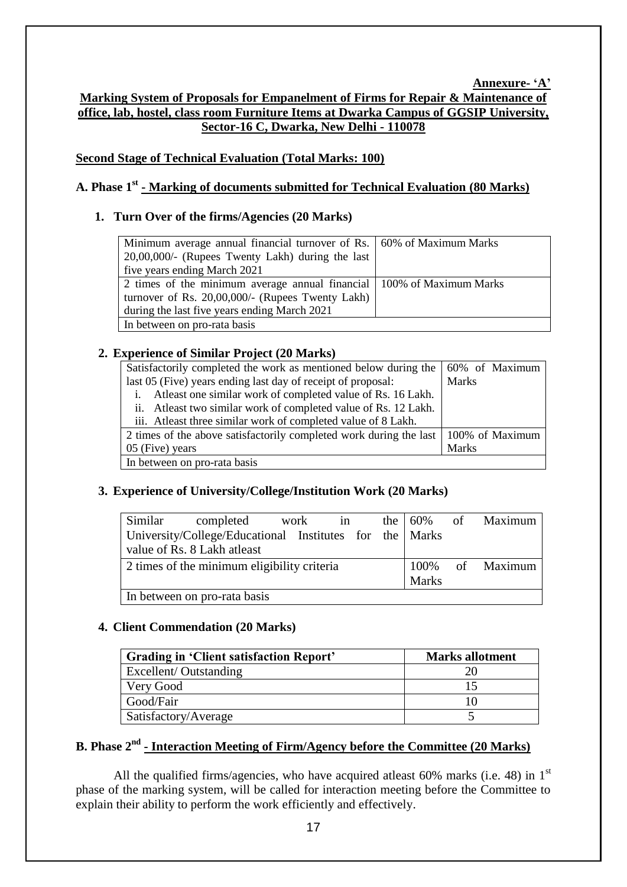**Annexure- 'A'**

**Marking System of Proposals for Empanelment of Firms for Repair & Maintenance of office, lab, hostel, class room Furniture Items at Dwarka Campus of GGSIP University, Sector-16 C, Dwarka, New Delhi - 110078**

**Second Stage of Technical Evaluation (Total Marks: 100)**

## A. Phase 1st - Marking of documents submitted for Technical Evaluation (80 Marks)

### 1. Turn Over of the firms/Agencies (20 Marks)

| | |
|---|---|
| Minimum average annual financial turnover of Rs. 20,00,000/- (Rupees Twenty Lakh) during the last five years ending March 2021 | 60% of Maximum Marks |
| 2 times of the minimum average annual financial turnover of Rs. 20,00,000/- (Rupees Twenty Lakh) during the last five years ending March 2021 | 100% of Maximum Marks |
| In between on pro-rata basis | |

### 2. Experience of Similar Project (20 Marks)

| | |
|---|---|
| Satisfactorily completed the work as mentioned below during the last 05 (Five) years ending last day of receipt of proposal:<br>i. Atleast one similar work of completed value of Rs. 16 Lakh.<br>ii. Atleast two similar work of completed value of Rs. 12 Lakh.<br>iii. Atleast three similar work of completed value of 8 Lakh. | 60% of Maximum Marks |
| 2 times of the above satisfactorily completed work during the last 05 (Five) years | 100% of Maximum Marks |
| In between on pro-rata basis | |

### 3. Experience of University/College/Institution Work (20 Marks)

| | |
|---|---|
| Similar completed work in the University/College/Educational Institutes for the value of Rs. 8 Lakh atleast | 60% of Maximum Marks |
| 2 times of the minimum eligibility criteria | 100% of Maximum Marks |
| In between on pro-rata basis | |

### 4. Client Commendation (20 Marks)

| Grading in 'Client satisfaction Report' | Marks allotment |
|---|---|
| Excellent/ Outstanding | 20 |
| Very Good | 15 |
| Good/Fair | 10 |
| Satisfactory/Average | 5 |

## B. Phase 2nd - Interaction Meeting of Firm/Agency before the Committee (20 Marks)

All the qualified firms/agencies, who have acquired atleast 60% marks (i.e. 48) in 1st phase of the marking system, will be called for interaction meeting before the Committee to explain their ability to perform the work efficiently and effectively.